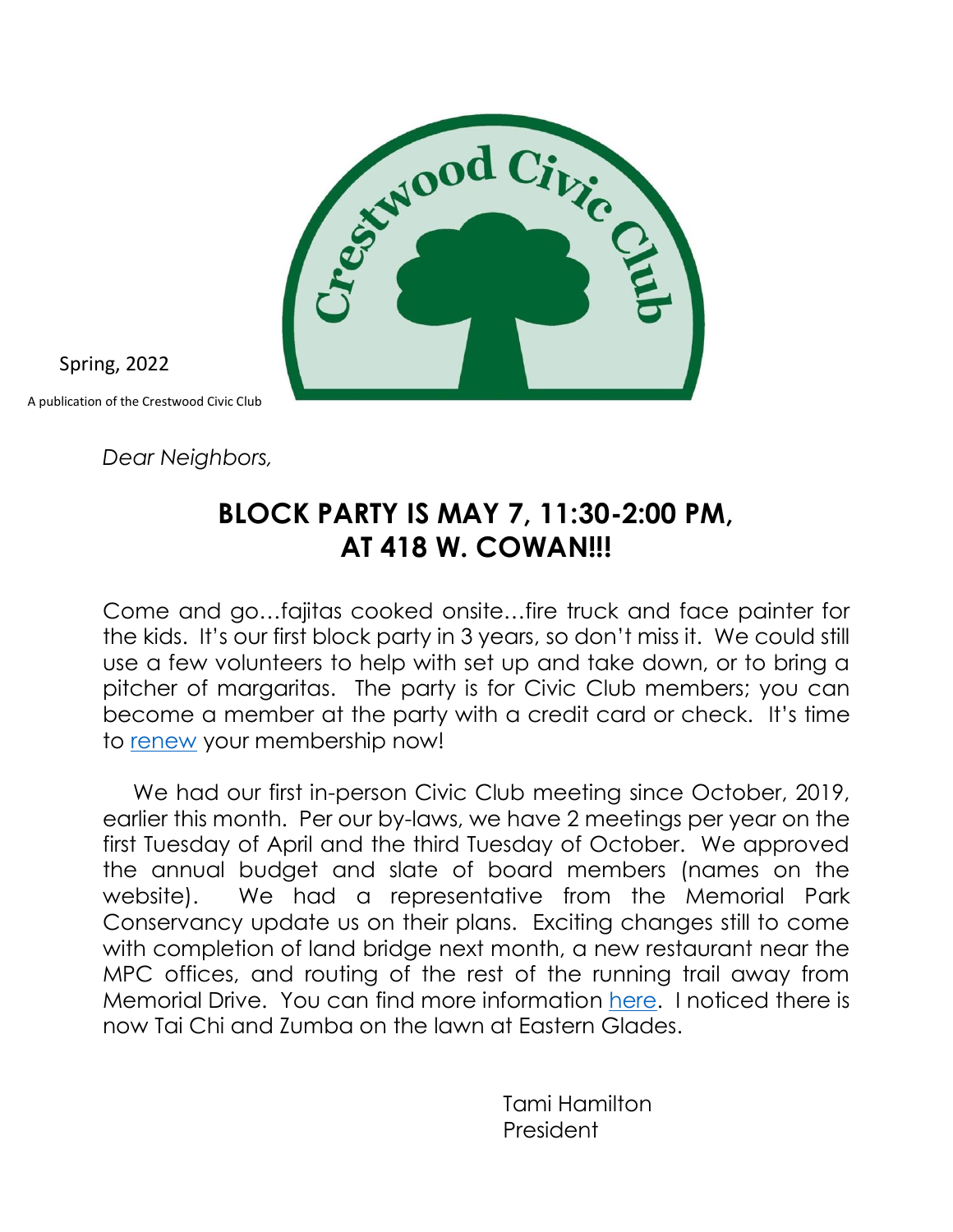Spring, 2022

A publication of the Crestwood Civic Club

*Dear Neighbors,*

# BLOCK PARTY IS MAY 7, 11:30-2:00 PM, AT 418 W. COWAN!!!

Come and go…fajitas cooked onsite…fire truck and face painter for the kids. It's our first block party in 3 years, so don't miss it. We could still use a few volunteers to help with set up and take down, or to bring a pitcher of margaritas. The party is for Civic Club members; you can become a member at the party with a credit card or check. It's time to renew your membership now!

We had our first in-person Civic Club meeting since October, 2019, earlier this month. Per our by-laws, we have 2 meetings per year on the first Tuesday of April and the third Tuesday of October. We approved the annual budget and slate of board members (names on the website). We had a representative from the Memorial Park Conservancy update us on their plans. Exciting changes still to come with completion of land bridge next month, a new restaurant near the MPC offices, and routing of the rest of the running trail away from Memorial Drive. You can find more information here. I noticed there is now Tai Chi and Zumba on the lawn at Eastern Glades.

Tami Hamilton
President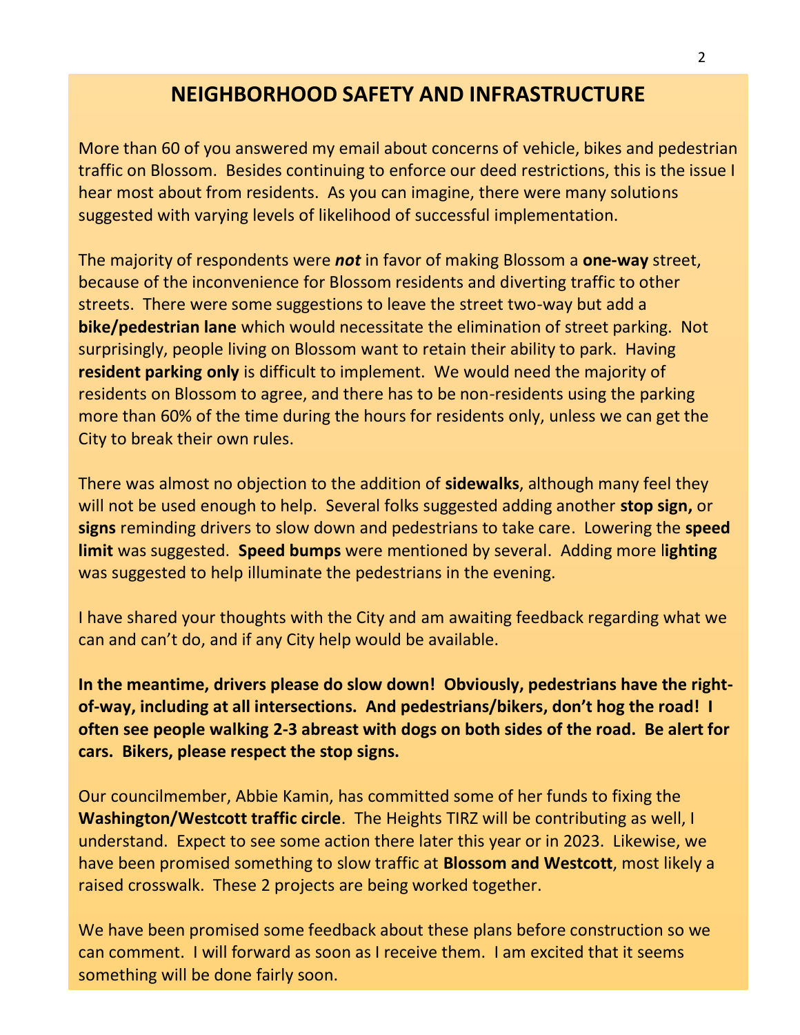## NEIGHBORHOOD SAFETY AND INFRASTRUCTURE

More than 60 of you answered my email about concerns of vehicle, bikes and pedestrian traffic on Blossom. Besides continuing to enforce our deed restrictions, this is the issue I hear most about from residents. As you can imagine, there were many solutions suggested with varying levels of likelihood of successful implementation.

The majority of respondents were ***not*** in favor of making Blossom a **one-way** street, because of the inconvenience for Blossom residents and diverting traffic to other streets. There were some suggestions to leave the street two-way but add a **bike/pedestrian lane** which would necessitate the elimination of street parking. Not surprisingly, people living on Blossom want to retain their ability to park. Having **resident parking only** is difficult to implement. We would need the majority of residents on Blossom to agree, and there has to be non-residents using the parking more than 60% of the time during the hours for residents only, unless we can get the City to break their own rules.

There was almost no objection to the addition of **sidewalks**, although many feel they will not be used enough to help. Several folks suggested adding another **stop sign,** or **signs** reminding drivers to slow down and pedestrians to take care. Lowering the **speed limit** was suggested. **Speed bumps** were mentioned by several. Adding more l**ighting** was suggested to help illuminate the pedestrians in the evening.

I have shared your thoughts with the City and am awaiting feedback regarding what we can and can't do, and if any City help would be available.

**In the meantime, drivers please do slow down! Obviously, pedestrians have the right-of-way, including at all intersections. And pedestrians/bikers, don't hog the road! I often see people walking 2-3 abreast with dogs on both sides of the road. Be alert for cars. Bikers, please respect the stop signs.**

Our councilmember, Abbie Kamin, has committed some of her funds to fixing the **Washington/Westcott traffic circle**. The Heights TIRZ will be contributing as well, I understand. Expect to see some action there later this year or in 2023. Likewise, we have been promised something to slow traffic at **Blossom and Westcott**, most likely a raised crosswalk. These 2 projects are being worked together.

We have been promised some feedback about these plans before construction so we can comment. I will forward as soon as I receive them. I am excited that it seems something will be done fairly soon.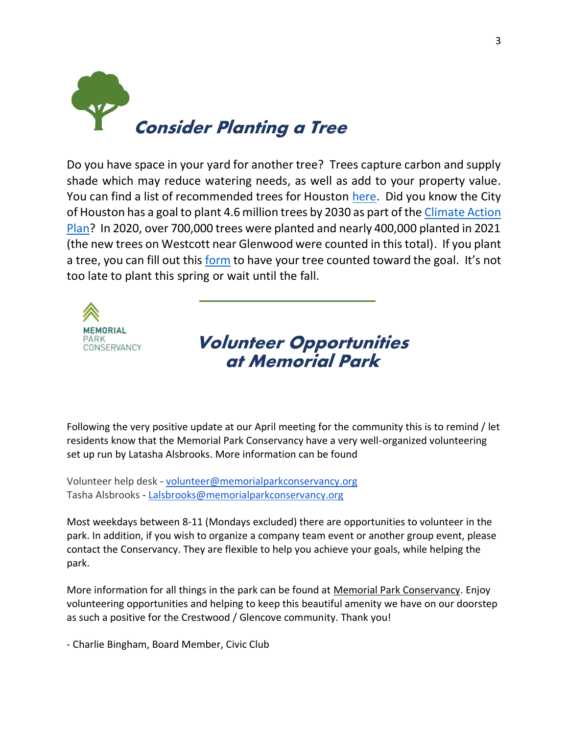## *Consider Planting a Tree*

Do you have space in your yard for another tree? Trees capture carbon and supply shade which may reduce watering needs, as well as add to your property value. You can find a list of recommended trees for Houston here. Did you know the City of Houston has a goal to plant 4.6 million trees by 2030 as part of the Climate Action Plan? In 2020, over 700,000 trees were planted and nearly 400,000 planted in 2021 (the new trees on Westcott near Glenwood were counted in this total). If you plant a tree, you can fill out this form to have your tree counted toward the goal. It's not too late to plant this spring or wait until the fall.

---

MEMORIAL PARK CONSERVANCY

## *Volunteer Opportunities at Memorial Park*

Following the very positive update at our April meeting for the community this is to remind / let residents know that the Memorial Park Conservancy have a very well-organized volunteering set up run by Latasha Alsbrooks. More information can be found

Volunteer help desk - volunteer@memorialparkconservancy.org
Tasha Alsbrooks - Lalsbrooks@memorialparkconservancy.org

Most weekdays between 8-11 (Mondays excluded) there are opportunities to volunteer in the park. In addition, if you wish to organize a company team event or another group event, please contact the Conservancy. They are flexible to help you achieve your goals, while helping the park.

More information for all things in the park can be found at Memorial Park Conservancy. Enjoy volunteering opportunities and helping to keep this beautiful amenity we have on our doorstep as such a positive for the Crestwood / Glencove community. Thank you!

- Charlie Bingham, Board Member, Civic Club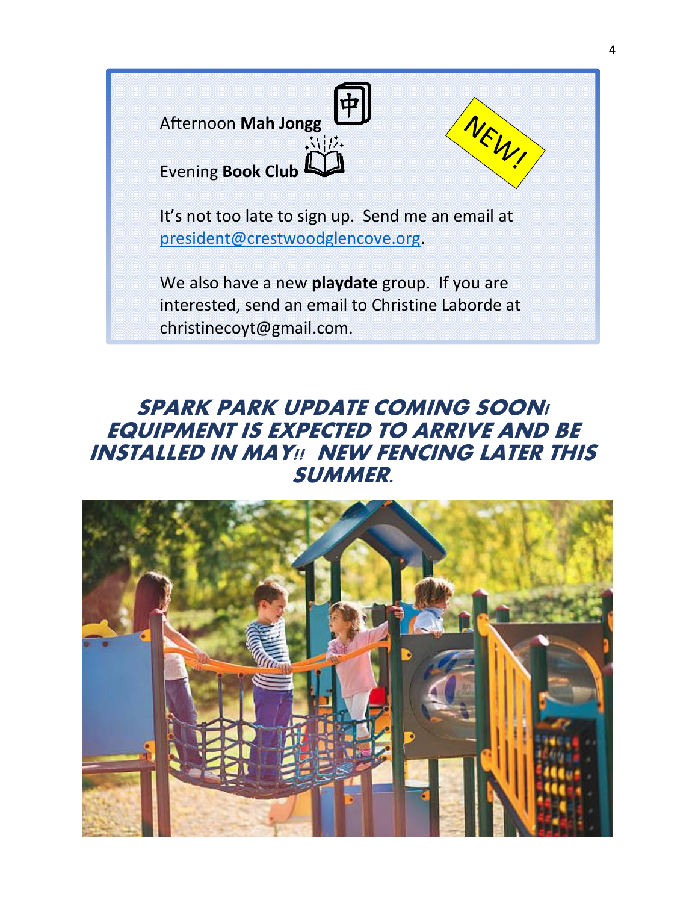Afternoon **Mah Jongg**

Evening **Book Club**

NEW!

It's not too late to sign up. Send me an email at president@crestwoodglencove.org.

We also have a new **playdate** group. If you are interested, send an email to Christine Laborde at christinecoyt@gmail.com.

## *SPARK PARK UPDATE COMING SOON! EQUIPMENT IS EXPECTED TO ARRIVE AND BE INSTALLED IN MAY!! NEW FENCING LATER THIS SUMMER.*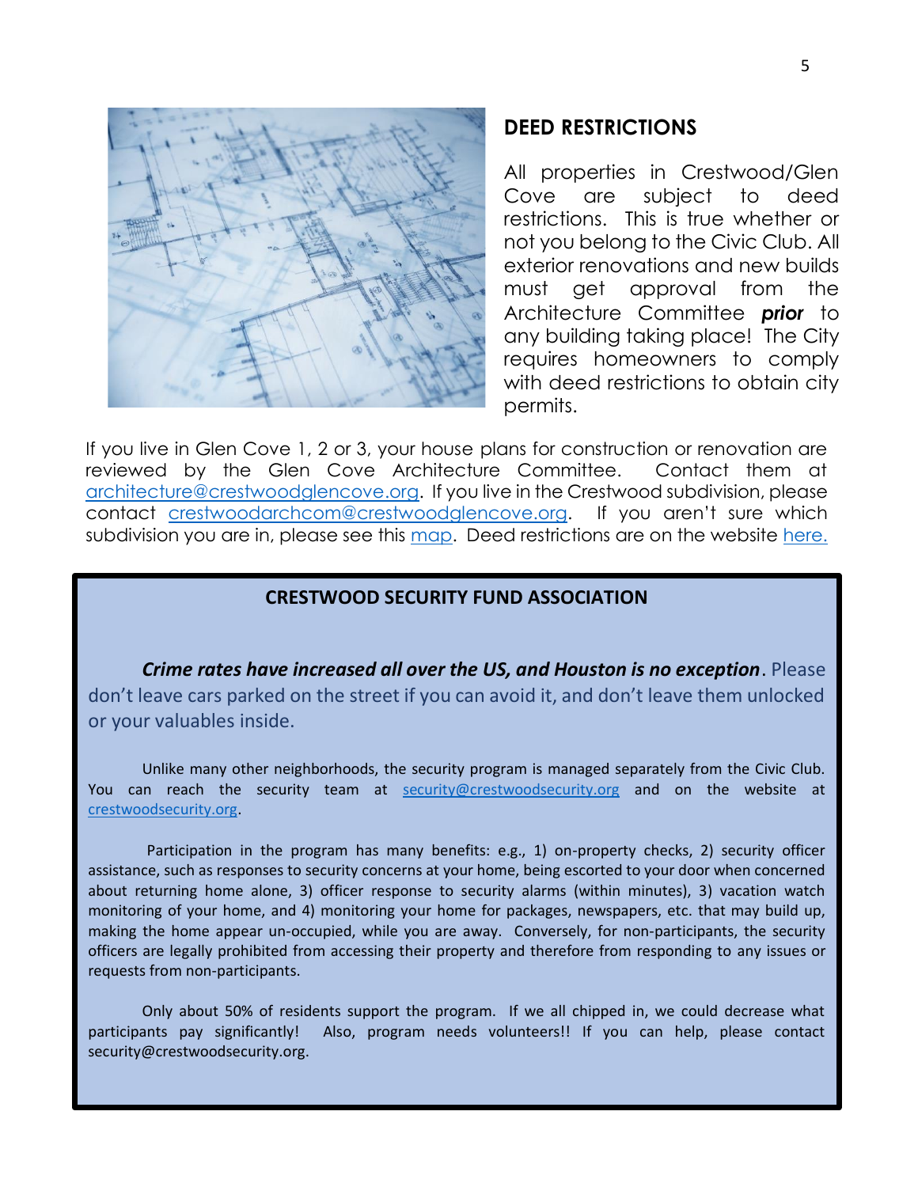## DEED RESTRICTIONS

All properties in Crestwood/Glen Cove are subject to deed restrictions. This is true whether or not you belong to the Civic Club. All exterior renovations and new builds must get approval from the Architecture Committee ***prior*** to any building taking place! The City requires homeowners to comply with deed restrictions to obtain city permits.

If you live in Glen Cove 1, 2 or 3, your house plans for construction or renovation are reviewed by the Glen Cove Architecture Committee. Contact them at architecture@crestwoodglencove.org. If you live in the Crestwood subdivision, please contact crestwoodarchcom@crestwoodglencove.org. If you aren't sure which subdivision you are in, please see this map. Deed restrictions are on the website here.

### CRESTWOOD SECURITY FUND ASSOCIATION

***Crime rates have increased all over the US, and Houston is no exception***. Please don't leave cars parked on the street if you can avoid it, and don't leave them unlocked or your valuables inside.

Unlike many other neighborhoods, the security program is managed separately from the Civic Club. You can reach the security team at security@crestwoodsecurity.org and on the website at crestwoodsecurity.org.

Participation in the program has many benefits: e.g., 1) on-property checks, 2) security officer assistance, such as responses to security concerns at your home, being escorted to your door when concerned about returning home alone, 3) officer response to security alarms (within minutes), 3) vacation watch monitoring of your home, and 4) monitoring your home for packages, newspapers, etc. that may build up, making the home appear un-occupied, while you are away. Conversely, for non-participants, the security officers are legally prohibited from accessing their property and therefore from responding to any issues or requests from non-participants.

Only about 50% of residents support the program. If we all chipped in, we could decrease what participants pay significantly! Also, program needs volunteers!! If you can help, please contact security@crestwoodsecurity.org.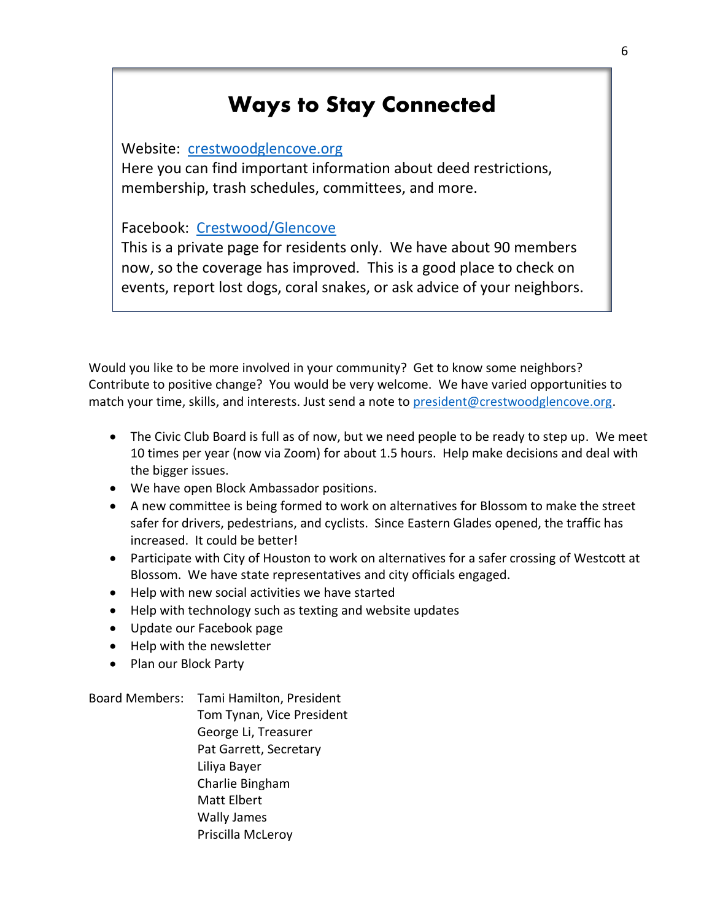# Ways to Stay Connected

Website: [crestwoodglencove.org](crestwoodglencove.org)
Here you can find important information about deed restrictions, membership, trash schedules, committees, and more.

Facebook: Crestwood/Glencove
This is a private page for residents only. We have about 90 members now, so the coverage has improved. This is a good place to check on events, report lost dogs, coral snakes, or ask advice of your neighbors.

Would you like to be more involved in your community? Get to know some neighbors? Contribute to positive change? You would be very welcome. We have varied opportunities to match your time, skills, and interests. Just send a note to president@crestwoodglencove.org.

- The Civic Club Board is full as of now, but we need people to be ready to step up. We meet 10 times per year (now via Zoom) for about 1.5 hours. Help make decisions and deal with the bigger issues.
- We have open Block Ambassador positions.
- A new committee is being formed to work on alternatives for Blossom to make the street safer for drivers, pedestrians, and cyclists. Since Eastern Glades opened, the traffic has increased. It could be better!
- Participate with City of Houston to work on alternatives for a safer crossing of Westcott at Blossom. We have state representatives and city officials engaged.
- Help with new social activities we have started
- Help with technology such as texting and website updates
- Update our Facebook page
- Help with the newsletter
- Plan our Block Party

Board Members:
Tami Hamilton, President
Tom Tynan, Vice President
George Li, Treasurer
Pat Garrett, Secretary
Liliya Bayer
Charlie Bingham
Matt Elbert
Wally James
Priscilla McLeroy